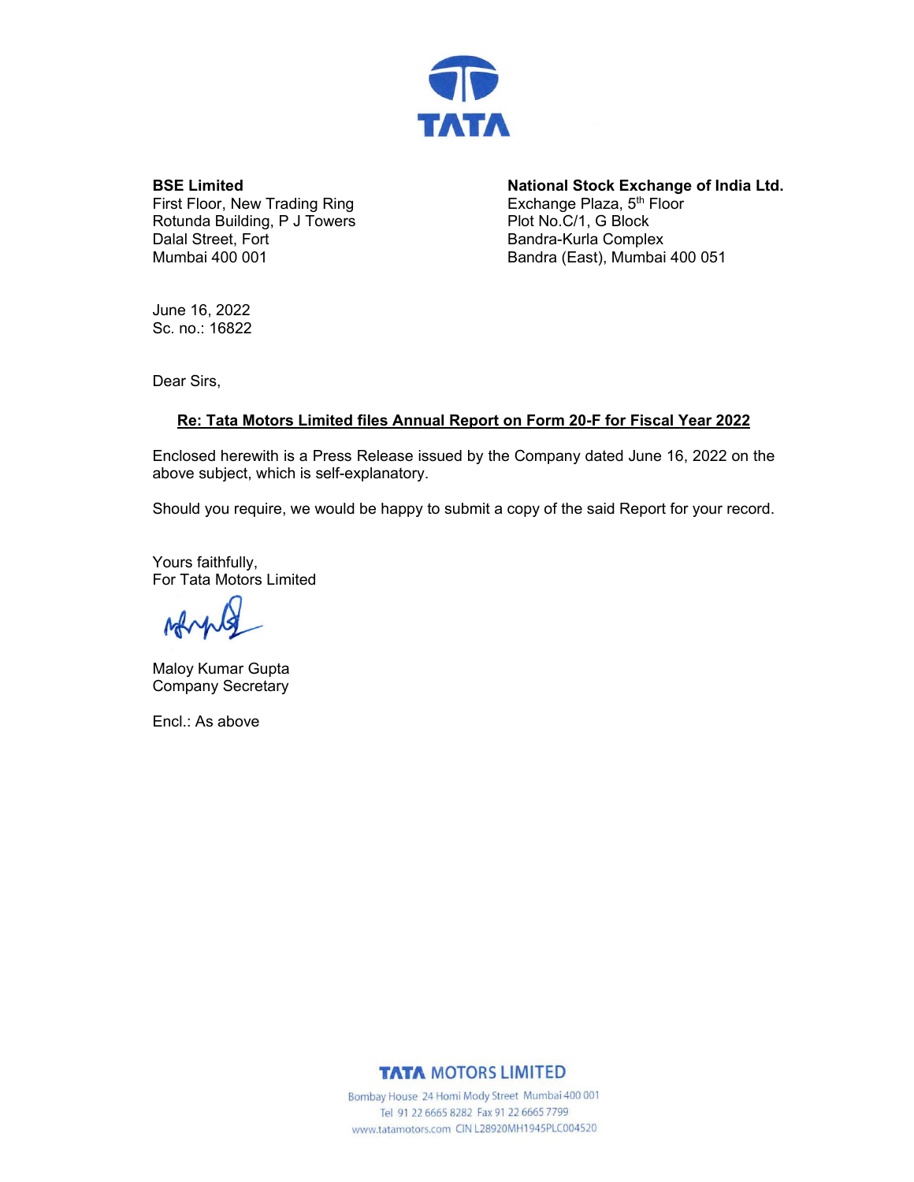TATA

**BSE Limited**
First Floor, New Trading Ring
Rotunda Building, P J Towers
Dalal Street, Fort
Mumbai 400 001

**National Stock Exchange of India Ltd.**
Exchange Plaza, 5th Floor
Plot No.C/1, G Block
Bandra-Kurla Complex
Bandra (East), Mumbai 400 051

June 16, 2022
Sc. no.: 16822

Dear Sirs,

**Re: Tata Motors Limited files Annual Report on Form 20-F for Fiscal Year 2022**

Enclosed herewith is a Press Release issued by the Company dated June 16, 2022 on the above subject, which is self-explanatory.

Should you require, we would be happy to submit a copy of the said Report for your record.

Yours faithfully,
For Tata Motors Limited

Maloy Kumar Gupta
Company Secretary

Encl.: As above

**TATA MOTORS LIMITED**
Bombay House 24 Homi Mody Street Mumbai 400 001
Tel 91 22 6665 8282 Fax 91 22 6665 7799
www.tatamotors.com CIN L28920MH1945PLC004520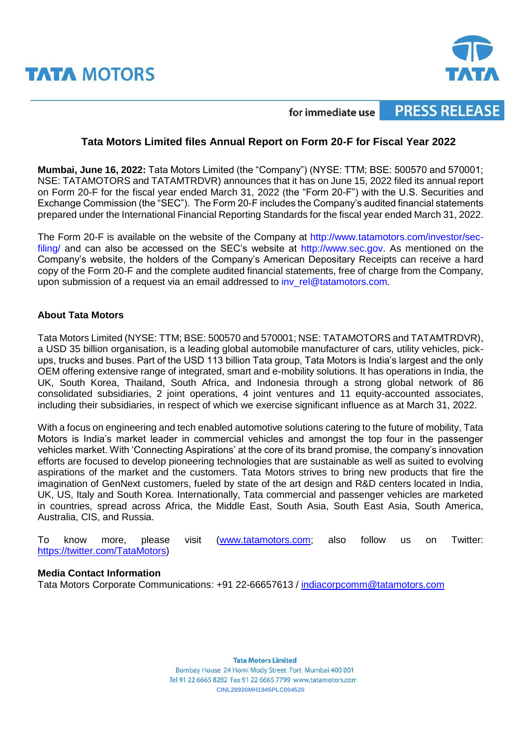**TATA MOTORS**

for immediate use **PRESS RELEASE**

## Tata Motors Limited files Annual Report on Form 20-F for Fiscal Year 2022

**Mumbai, June 16, 2022:** Tata Motors Limited (the "Company") (NYSE: TTM; BSE: 500570 and 570001; NSE: TATAMOTORS and TATAMTRDVR) announces that it has on June 15, 2022 filed its annual report on Form 20-F for the fiscal year ended March 31, 2022 (the "Form 20-F") with the U.S. Securities and Exchange Commission (the "SEC"). The Form 20-F includes the Company's audited financial statements prepared under the International Financial Reporting Standards for the fiscal year ended March 31, 2022.

The Form 20-F is available on the website of the Company at http://www.tatamotors.com/investor/sec-filing/ and can also be accessed on the SEC's website at http://www.sec.gov. As mentioned on the Company's website, the holders of the Company's American Depositary Receipts can receive a hard copy of the Form 20-F and the complete audited financial statements, free of charge from the Company, upon submission of a request via an email addressed to inv_rel@tatamotors.com.

### About Tata Motors

Tata Motors Limited (NYSE: TTM; BSE: 500570 and 570001; NSE: TATAMOTORS and TATAMTRDVR), a USD 35 billion organisation, is a leading global automobile manufacturer of cars, utility vehicles, pick-ups, trucks and buses. Part of the USD 113 billion Tata group, Tata Motors is India's largest and the only OEM offering extensive range of integrated, smart and e-mobility solutions. It has operations in India, the UK, South Korea, Thailand, South Africa, and Indonesia through a strong global network of 86 consolidated subsidiaries, 2 joint operations, 4 joint ventures and 11 equity-accounted associates, including their subsidiaries, in respect of which we exercise significant influence as at March 31, 2022.

With a focus on engineering and tech enabled automotive solutions catering to the future of mobility, Tata Motors is India's market leader in commercial vehicles and amongst the top four in the passenger vehicles market. With 'Connecting Aspirations' at the core of its brand promise, the company's innovation efforts are focused to develop pioneering technologies that are sustainable as well as suited to evolving aspirations of the market and the customers. Tata Motors strives to bring new products that fire the imagination of GenNext customers, fueled by state of the art design and R&D centers located in India, UK, US, Italy and South Korea. Internationally, Tata commercial and passenger vehicles are marketed in countries, spread across Africa, the Middle East, South Asia, South East Asia, South America, Australia, CIS, and Russia.

To know more, please visit (www.tatamotors.com; also follow us on Twitter: https://twitter.com/TataMotors)

### Media Contact Information

Tata Motors Corporate Communications: +91 22-66657613 / indiacorpcomm@tatamotors.com

**Tata Motors Limited**
Bombay House 24 Homi Mody Street Fort Mumbai 400 001
Tel 91 22 6665 8282 Fax 91 22 6665 7799 www.tatamotors.com
CINL28920MH1945PLC004520